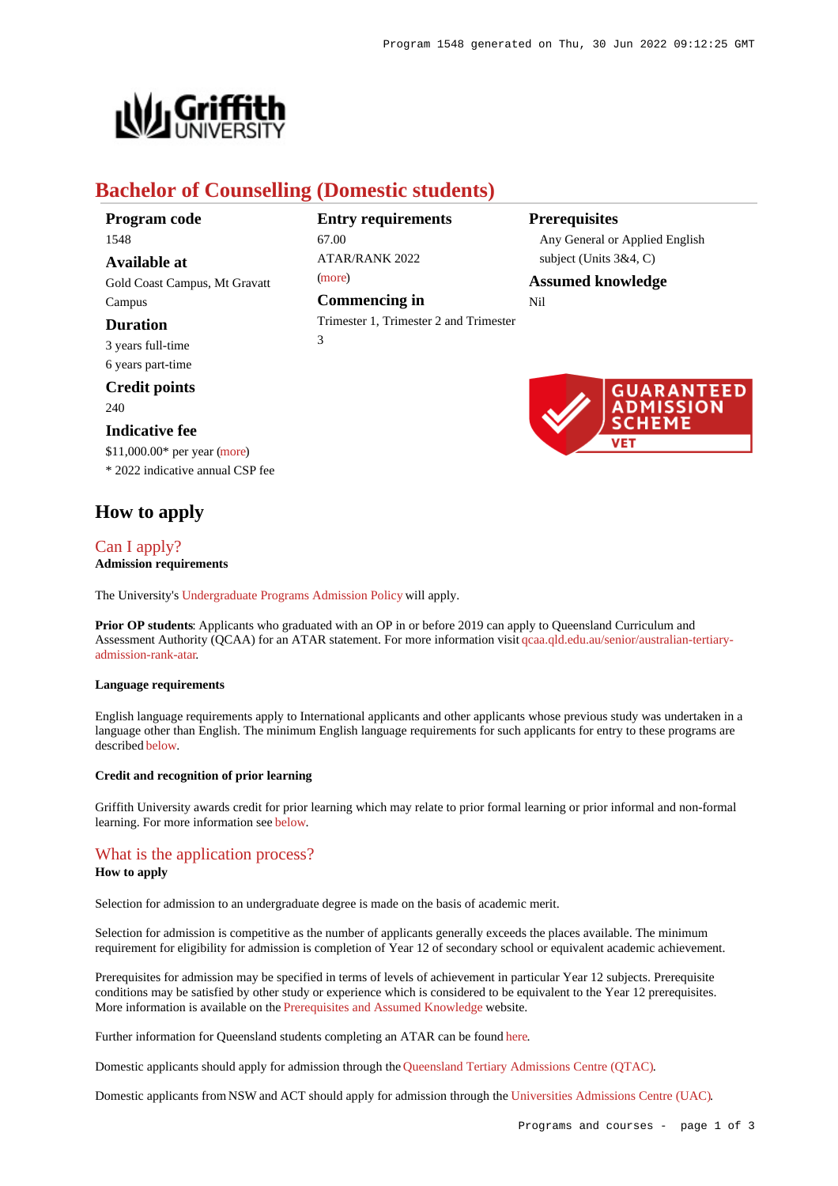# Bachelor of Counselling (Domestic students)

**Program code**
1548

**Available at**
Gold Coast Campus, Mt Gravatt Campus

**Duration**
3 years full-time
6 years part-time

**Credit points**
240

**Indicative fee**
$11,000.00* per year (more)
* 2022 indicative annual CSP fee

**Entry requirements**
67.00
ATAR/RANK 2022
(more)

**Commencing in**
Trimester 1, Trimester 2 and Trimester 3

**Prerequisites**
Any General or Applied English subject (Units 3&4, C)

**Assumed knowledge**
Nil

GUARANTEED ADMISSION SCHEME VET

## How to apply

### Can I apply?

**Admission requirements**

The University's Undergraduate Programs Admission Policy will apply.

**Prior OP students**: Applicants who graduated with an OP in or before 2019 can apply to Queensland Curriculum and Assessment Authority (QCAA) for an ATAR statement. For more information visit qcaa.qld.edu.au/senior/australian-tertiary-admission-rank-atar.

**Language requirements**

English language requirements apply to International applicants and other applicants whose previous study was undertaken in a language other than English. The minimum English language requirements for such applicants for entry to these programs are described below.

**Credit and recognition of prior learning**

Griffith University awards credit for prior learning which may relate to prior formal learning or prior informal and non-formal learning. For more information see below.

### What is the application process?

**How to apply**

Selection for admission to an undergraduate degree is made on the basis of academic merit.

Selection for admission is competitive as the number of applicants generally exceeds the places available. The minimum requirement for eligibility for admission is completion of Year 12 of secondary school or equivalent academic achievement.

Prerequisites for admission may be specified in terms of levels of achievement in particular Year 12 subjects. Prerequisite conditions may be satisfied by other study or experience which is considered to be equivalent to the Year 12 prerequisites. More information is available on the Prerequisites and Assumed Knowledge website.

Further information for Queensland students completing an ATAR can be found here.

Domestic applicants should apply for admission through the Queensland Tertiary Admissions Centre (QTAC).

Domestic applicants from NSW and ACT should apply for admission through the Universities Admissions Centre (UAC).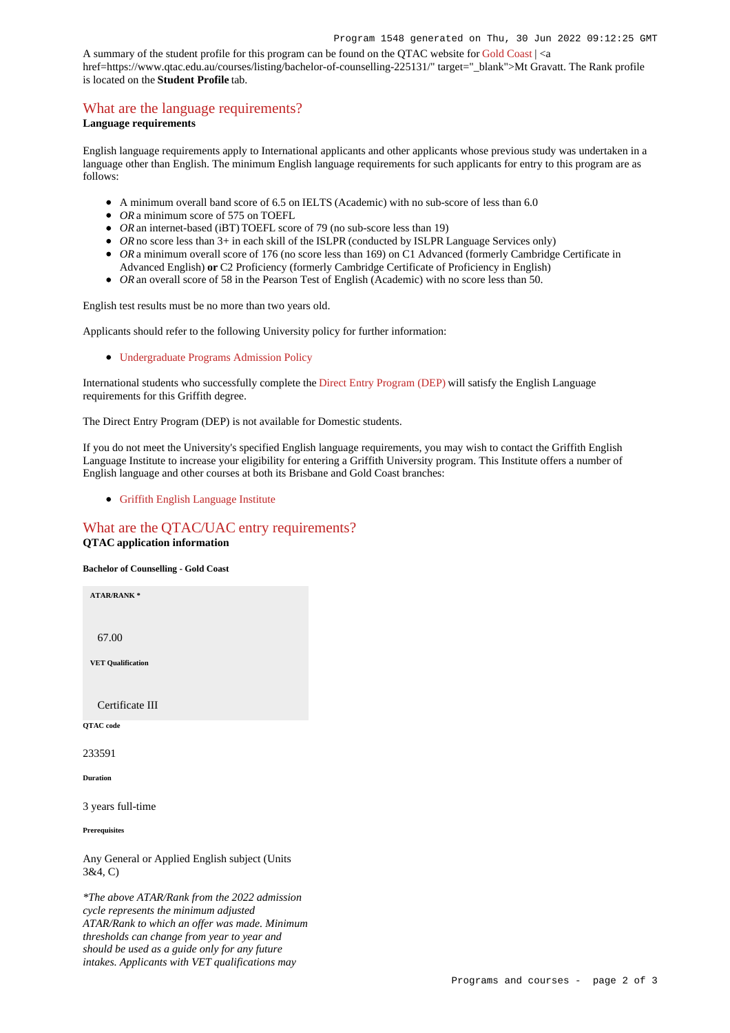A summary of the student profile for this program can be found on the QTAC website for Gold Coast | <a href=https://www.qtac.edu.au/courses/listing/bachelor-of-counselling-225131/" target="_blank">Mt Gravatt. The Rank profile is located on the **Student Profile** tab.

## What are the language requirements?

**Language requirements**

English language requirements apply to International applicants and other applicants whose previous study was undertaken in a language other than English. The minimum English language requirements for such applicants for entry to this program are as follows:

- A minimum overall band score of 6.5 on IELTS (Academic) with no sub-score of less than 6.0
- *OR* a minimum score of 575 on TOEFL
- *OR* an internet-based (iBT) TOEFL score of 79 (no sub-score less than 19)
- *OR* no score less than 3+ in each skill of the ISLPR (conducted by ISLPR Language Services only)
- *OR* a minimum overall score of 176 (no score less than 169) on C1 Advanced (formerly Cambridge Certificate in Advanced English) **or** C2 Proficiency (formerly Cambridge Certificate of Proficiency in English)
- *OR* an overall score of 58 in the Pearson Test of English (Academic) with no score less than 50.

English test results must be no more than two years old.

Applicants should refer to the following University policy for further information:

- Undergraduate Programs Admission Policy

International students who successfully complete the Direct Entry Program (DEP) will satisfy the English Language requirements for this Griffith degree.

The Direct Entry Program (DEP) is not available for Domestic students.

If you do not meet the University's specified English language requirements, you may wish to contact the Griffith English Language Institute to increase your eligibility for entering a Griffith University program. This Institute offers a number of English language and other courses at both its Brisbane and Gold Coast branches:

- Griffith English Language Institute

## What are the QTAC/UAC entry requirements?

**QTAC application information**

**Bachelor of Counselling - Gold Coast**

**ATAR/RANK \***

67.00

**VET Qualification**

Certificate III

**QTAC code**

233591

**Duration**

3 years full-time

**Prerequisites**

Any General or Applied English subject (Units 3&4, C)

*\*The above ATAR/Rank from the 2022 admission cycle represents the minimum adjusted ATAR/Rank to which an offer was made. Minimum thresholds can change from year to year and should be used as a guide only for any future intakes. Applicants with VET qualifications may*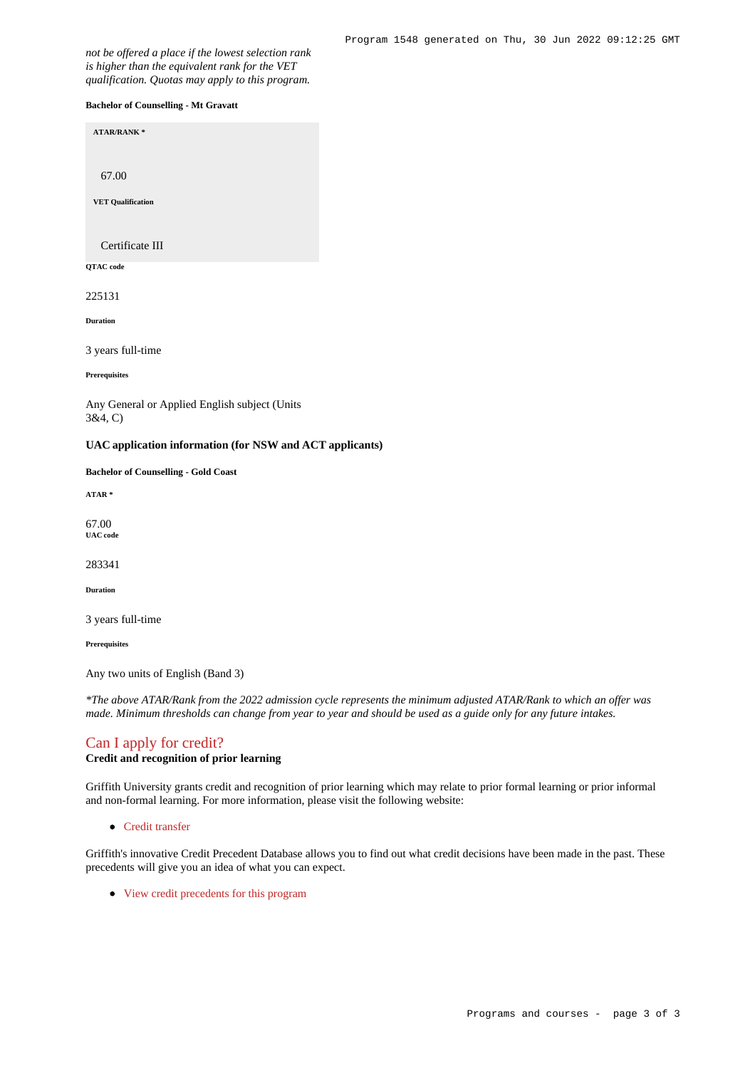*not be offered a place if the lowest selection rank is higher than the equivalent rank for the VET qualification. Quotas may apply to this program.*

**Bachelor of Counselling - Mt Gravatt**

**ATAR/RANK ***

67.00

**VET Qualification**

Certificate III

**QTAC code**

225131

**Duration**

3 years full-time

**Prerequisites**

Any General or Applied English subject (Units 3&4, C)

**UAC application information (for NSW and ACT applicants)**

**Bachelor of Counselling - Gold Coast**

**ATAR ***

67.00

**UAC code**

283341

**Duration**

3 years full-time

**Prerequisites**

Any two units of English (Band 3)

*\*The above ATAR/Rank from the 2022 admission cycle represents the minimum adjusted ATAR/Rank to which an offer was made. Minimum thresholds can change from year to year and should be used as a guide only for any future intakes.*

## Can I apply for credit?

**Credit and recognition of prior learning**

Griffith University grants credit and recognition of prior learning which may relate to prior formal learning or prior informal and non-formal learning. For more information, please visit the following website:

- Credit transfer

Griffith's innovative Credit Precedent Database allows you to find out what credit decisions have been made in the past. These precedents will give you an idea of what you can expect.

- View credit precedents for this program